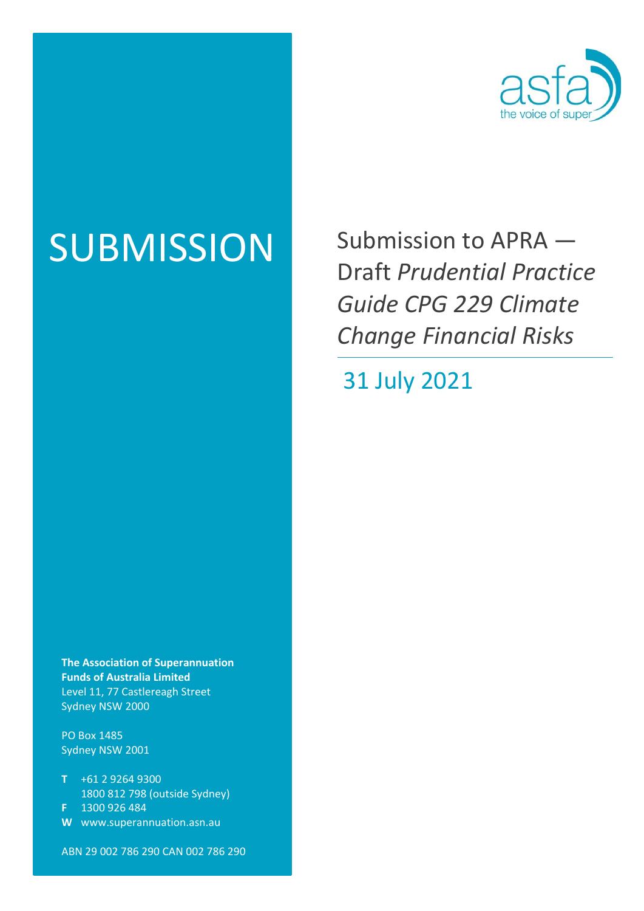asfa

the voice of super

# SUBMISSION

## Submission to APRA — Draft *Prudential Practice Guide CPG 229 Climate Change Financial Risks*

31 July 2021

**The Association of Superannuation Funds of Australia Limited**
Level 11, 77 Castlereagh Street
Sydney NSW 2000

PO Box 1485
Sydney NSW 2001

**T** +61 2 9264 9300
1800 812 798 (outside Sydney)
**F** 1300 926 484
**W** www.superannuation.asn.au

ABN 29 002 786 290 CAN 002 786 290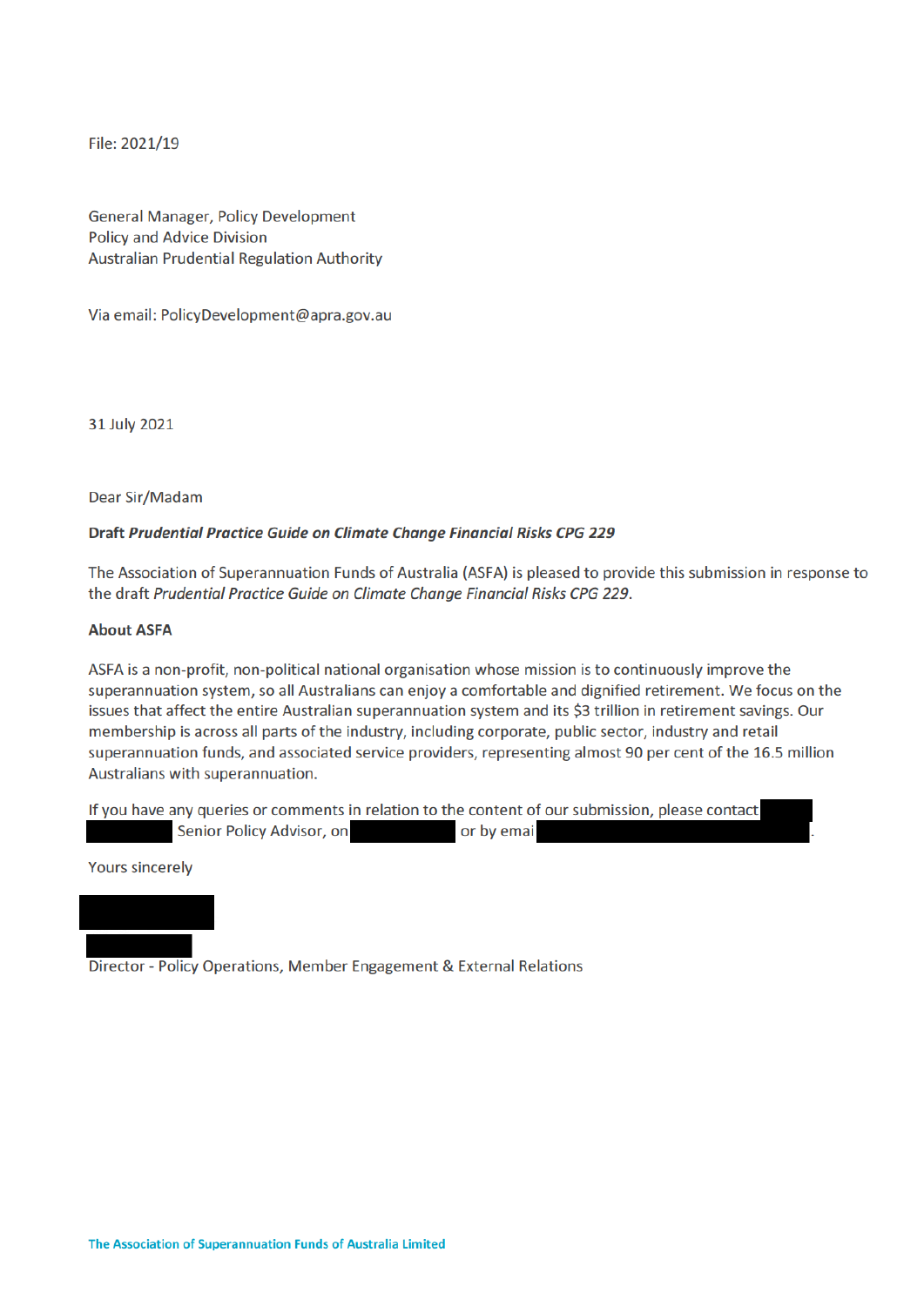File: 2021/19

General Manager, Policy Development
Policy and Advice Division
Australian Prudential Regulation Authority

Via email: PolicyDevelopment@apra.gov.au

31 July 2021

Dear Sir/Madam

**Draft *Prudential Practice Guide on Climate Change Financial Risks CPG 229***

The Association of Superannuation Funds of Australia (ASFA) is pleased to provide this submission in response to the draft *Prudential Practice Guide on Climate Change Financial Risks CPG 229*.

**About ASFA**

ASFA is a non-profit, non-political national organisation whose mission is to continuously improve the superannuation system, so all Australians can enjoy a comfortable and dignified retirement. We focus on the issues that affect the entire Australian superannuation system and its $3 trillion in retirement savings. Our membership is across all parts of the industry, including corporate, public sector, industry and retail superannuation funds, and associated service providers, representing almost 90 per cent of the 16.5 million Australians with superannuation.

If you have any queries or comments in relation to the content of our submission, please contact Senior Policy Advisor, on or by emai .

Yours sincerely

Director - Policy Operations, Member Engagement & External Relations

The Association of Superannuation Funds of Australia Limited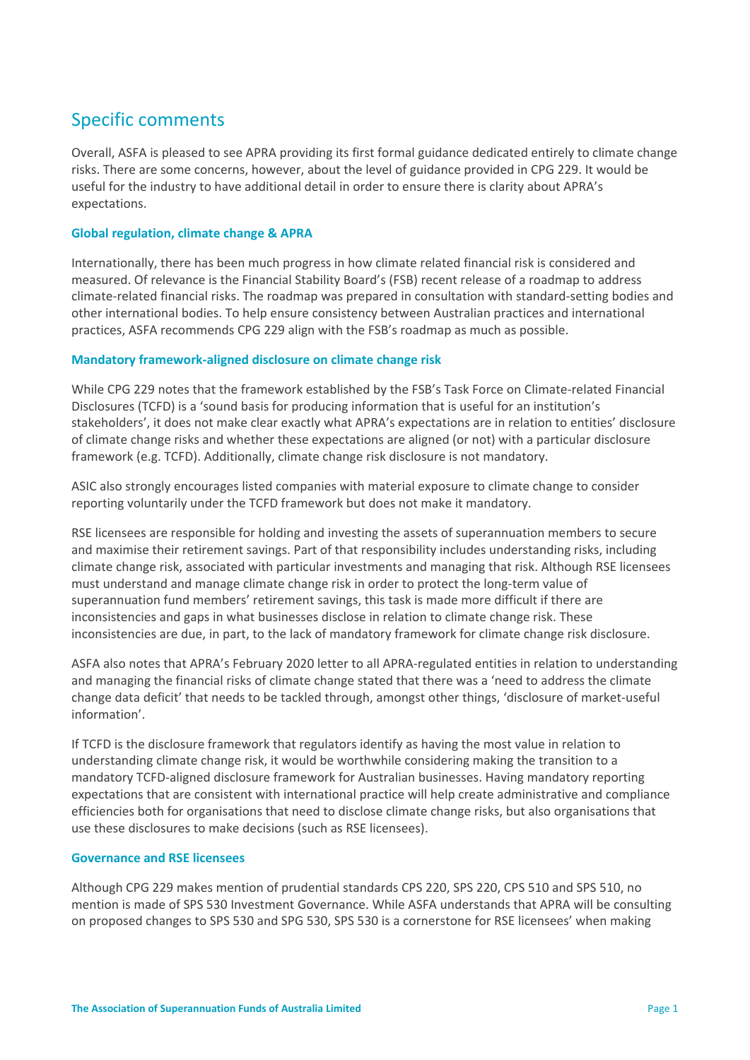## Specific comments

Overall, ASFA is pleased to see APRA providing its first formal guidance dedicated entirely to climate change risks. There are some concerns, however, about the level of guidance provided in CPG 229. It would be useful for the industry to have additional detail in order to ensure there is clarity about APRA's expectations.

### Global regulation, climate change & APRA

Internationally, there has been much progress in how climate related financial risk is considered and measured. Of relevance is the Financial Stability Board's (FSB) recent release of a roadmap to address climate-related financial risks. The roadmap was prepared in consultation with standard-setting bodies and other international bodies. To help ensure consistency between Australian practices and international practices, ASFA recommends CPG 229 align with the FSB's roadmap as much as possible.

### Mandatory framework-aligned disclosure on climate change risk

While CPG 229 notes that the framework established by the FSB's Task Force on Climate-related Financial Disclosures (TCFD) is a 'sound basis for producing information that is useful for an institution's stakeholders', it does not make clear exactly what APRA's expectations are in relation to entities' disclosure of climate change risks and whether these expectations are aligned (or not) with a particular disclosure framework (e.g. TCFD). Additionally, climate change risk disclosure is not mandatory.

ASIC also strongly encourages listed companies with material exposure to climate change to consider reporting voluntarily under the TCFD framework but does not make it mandatory.

RSE licensees are responsible for holding and investing the assets of superannuation members to secure and maximise their retirement savings. Part of that responsibility includes understanding risks, including climate change risk, associated with particular investments and managing that risk. Although RSE licensees must understand and manage climate change risk in order to protect the long-term value of superannuation fund members' retirement savings, this task is made more difficult if there are inconsistencies and gaps in what businesses disclose in relation to climate change risk. These inconsistencies are due, in part, to the lack of mandatory framework for climate change risk disclosure.

ASFA also notes that APRA's February 2020 letter to all APRA-regulated entities in relation to understanding and managing the financial risks of climate change stated that there was a 'need to address the climate change data deficit' that needs to be tackled through, amongst other things, 'disclosure of market-useful information'.

If TCFD is the disclosure framework that regulators identify as having the most value in relation to understanding climate change risk, it would be worthwhile considering making the transition to a mandatory TCFD-aligned disclosure framework for Australian businesses. Having mandatory reporting expectations that are consistent with international practice will help create administrative and compliance efficiencies both for organisations that need to disclose climate change risks, but also organisations that use these disclosures to make decisions (such as RSE licensees).

### Governance and RSE licensees

Although CPG 229 makes mention of prudential standards CPS 220, SPS 220, CPS 510 and SPS 510, no mention is made of SPS 530 Investment Governance. While ASFA understands that APRA will be consulting on proposed changes to SPS 530 and SPG 530, SPS 530 is a cornerstone for RSE licensees' when making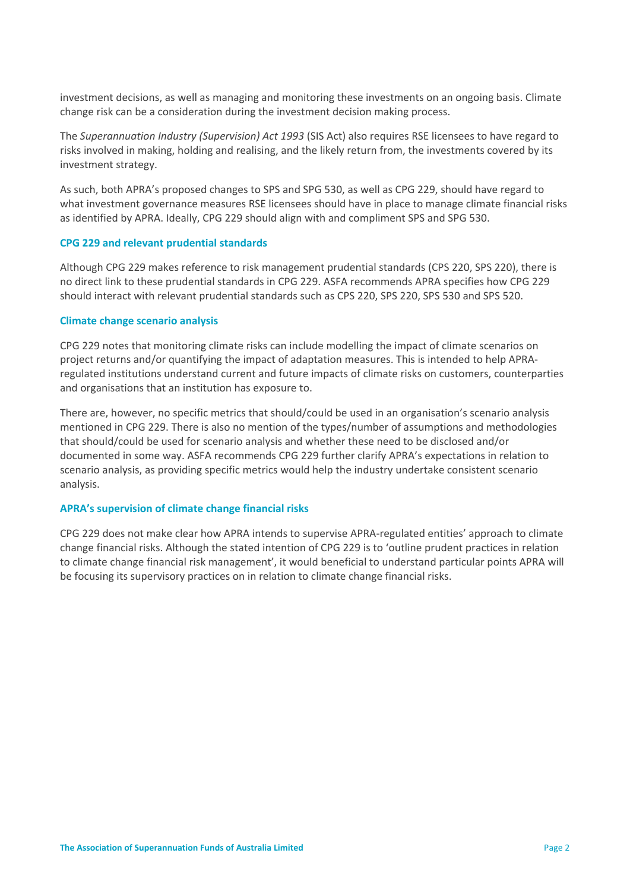investment decisions, as well as managing and monitoring these investments on an ongoing basis. Climate change risk can be a consideration during the investment decision making process.

The *Superannuation Industry (Supervision) Act 1993* (SIS Act) also requires RSE licensees to have regard to risks involved in making, holding and realising, and the likely return from, the investments covered by its investment strategy.

As such, both APRA's proposed changes to SPS and SPG 530, as well as CPG 229, should have regard to what investment governance measures RSE licensees should have in place to manage climate financial risks as identified by APRA. Ideally, CPG 229 should align with and compliment SPS and SPG 530.

### CPG 229 and relevant prudential standards

Although CPG 229 makes reference to risk management prudential standards (CPS 220, SPS 220), there is no direct link to these prudential standards in CPG 229. ASFA recommends APRA specifies how CPG 229 should interact with relevant prudential standards such as CPS 220, SPS 220, SPS 530 and SPS 520.

### Climate change scenario analysis

CPG 229 notes that monitoring climate risks can include modelling the impact of climate scenarios on project returns and/or quantifying the impact of adaptation measures. This is intended to help APRA-regulated institutions understand current and future impacts of climate risks on customers, counterparties and organisations that an institution has exposure to.

There are, however, no specific metrics that should/could be used in an organisation's scenario analysis mentioned in CPG 229. There is also no mention of the types/number of assumptions and methodologies that should/could be used for scenario analysis and whether these need to be disclosed and/or documented in some way. ASFA recommends CPG 229 further clarify APRA's expectations in relation to scenario analysis, as providing specific metrics would help the industry undertake consistent scenario analysis.

### APRA's supervision of climate change financial risks

CPG 229 does not make clear how APRA intends to supervise APRA-regulated entities' approach to climate change financial risks. Although the stated intention of CPG 229 is to 'outline prudent practices in relation to climate change financial risk management', it would beneficial to understand particular points APRA will be focusing its supervisory practices on in relation to climate change financial risks.